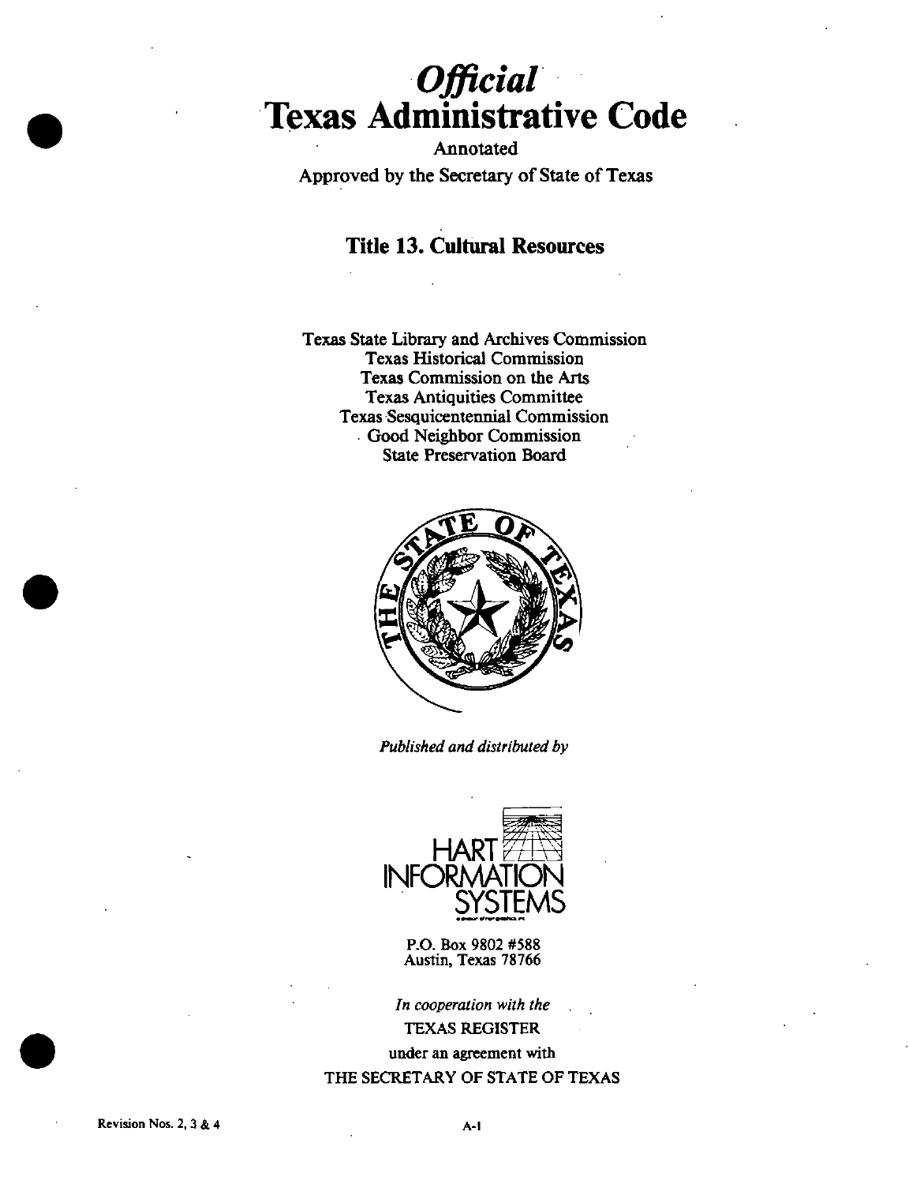# *Official* Texas Administrative Code

Annotated

Approved by the Secretary of State of Texas

## Title 13. Cultural Resources

Texas State Library and Archives Commission
Texas Historical Commission
Texas Commission on the Arts
Texas Antiquities Committee
Texas Sesquicentennial Commission
Good Neighbor Commission
State Preservation Board

*Published and distributed by*

HART INFORMATION SYSTEMS

P.O. Box 9802 #588
Austin, Texas 78766

*In cooperation with the*
TEXAS REGISTER
under an agreement with
THE SECRETARY OF STATE OF TEXAS

Revision Nos. 2, 3 & 4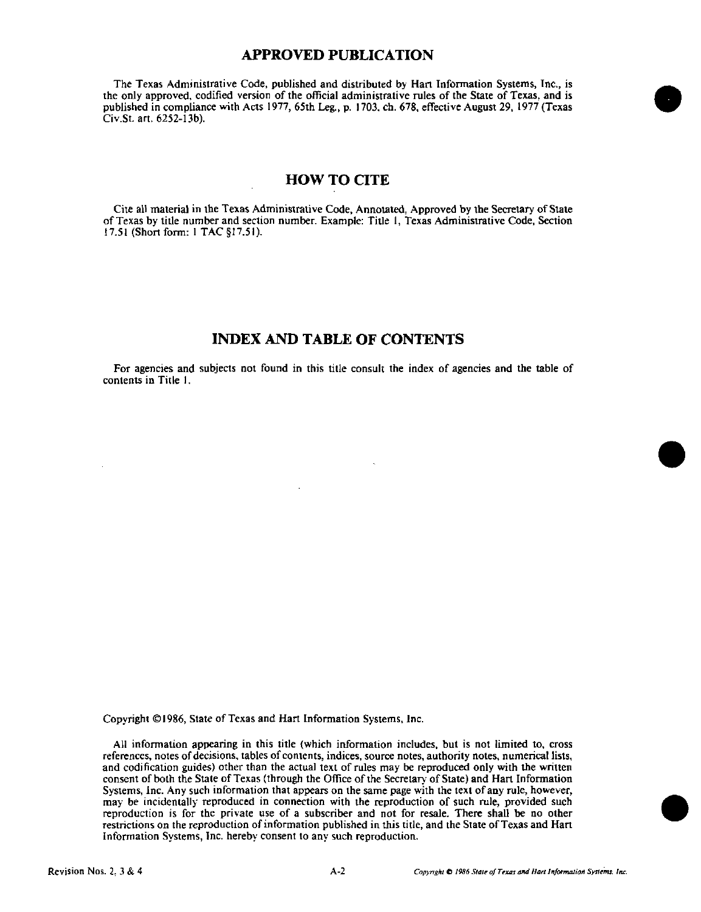## APPROVED PUBLICATION

The Texas Administrative Code, published and distributed by Hart Information Systems, Inc., is the only approved, codified version of the official administrative rules of the State of Texas, and is published in compliance with Acts 1977, 65th Leg., p. 1703, ch. 678, effective August 29, 1977 (Texas Civ.St. art. 6252-13b).

## HOW TO CITE

Cite all material in the Texas Administrative Code, Annotated, Approved by the Secretary of State of Texas by title number and section number. Example: Title 1, Texas Administrative Code, Section 17.51 (Short form: 1 TAC §17.51).

## INDEX AND TABLE OF CONTENTS

For agencies and subjects not found in this title consult the index of agencies and the table of contents in Title 1.

Copyright ©1986, State of Texas and Hart Information Systems, Inc.

All information appearing in this title (which information includes, but is not limited to, cross references, notes of decisions, tables of contents, indices, source notes, authority notes, numerical lists, and codification guides) other than the actual text of rules may be reproduced only with the written consent of both the State of Texas (through the Office of the Secretary of State) and Hart Information Systems, Inc. Any such information that appears on the same page with the text of any rule, however, may be incidentally reproduced in connection with the reproduction of such rule, provided such reproduction is for the private use of a subscriber and not for resale. There shall be no other restrictions on the reproduction of information published in this title, and the State of Texas and Hart Information Systems, Inc. hereby consent to any such reproduction.

Revision Nos. 2, 3 & 4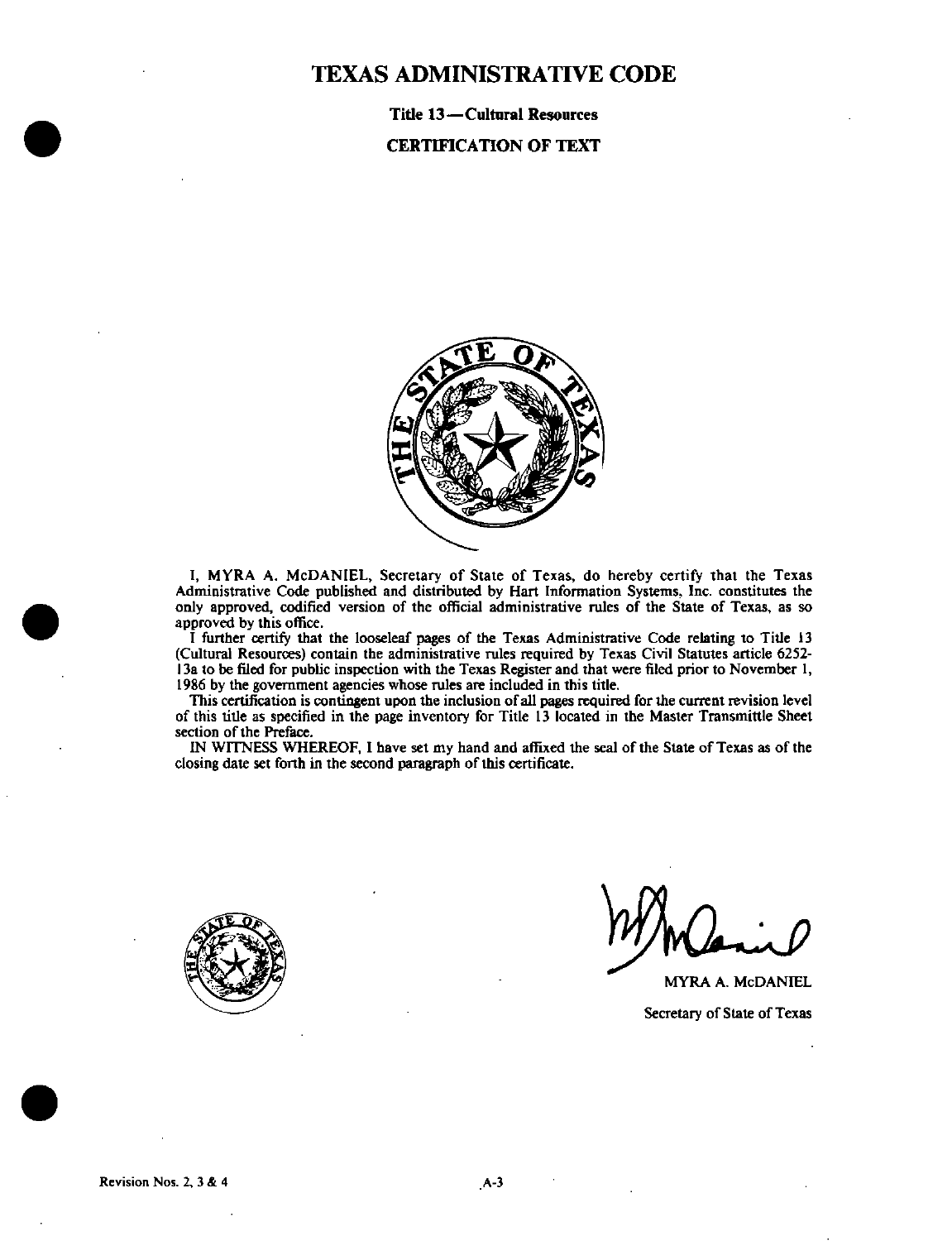# TEXAS ADMINISTRATIVE CODE

**Title 13—Cultural Resources**

**CERTIFICATION OF TEXT**

I, MYRA A. McDANIEL, Secretary of State of Texas, do hereby certify that the Texas Administrative Code published and distributed by Hart Information Systems, Inc. constitutes the only approved, codified version of the official administrative rules of the State of Texas, as so approved by this office.

I further certify that the looseleaf pages of the Texas Administrative Code relating to Title 13 (Cultural Resources) contain the administrative rules required by Texas Civil Statutes article 6252-13a to be filed for public inspection with the Texas Register and that were filed prior to November 1, 1986 by the government agencies whose rules are included in this title.

This certification is contingent upon the inclusion of all pages required for the current revision level of this title as specified in the page inventory for Title 13 located in the Master Transmittle Sheet section of the Preface.

IN WITNESS WHEREOF, I have set my hand and affixed the seal of the State of Texas as of the closing date set forth in the second paragraph of this certificate.

MYRA A. McDANIEL

Secretary of State of Texas

Revision Nos. 2, 3 & 4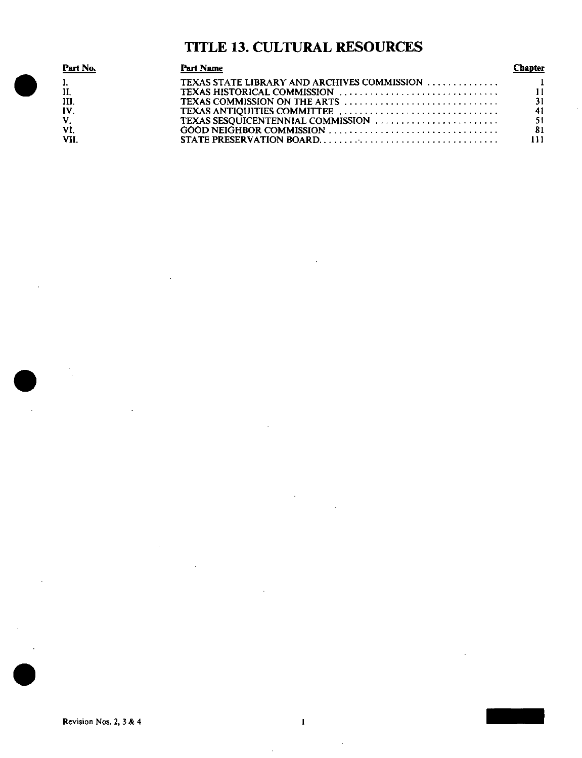# TITLE 13. CULTURAL RESOURCES

| Part No. | Part Name | Chapter |
|---|---|---|
| I. | TEXAS STATE LIBRARY AND ARCHIVES COMMISSION | 1 |
| II. | TEXAS HISTORICAL COMMISSION | 11 |
| III. | TEXAS COMMISSION ON THE ARTS | 31 |
| IV. | TEXAS ANTIQUITIES COMMITTEE | 41 |
| V. | TEXAS SESQUICENTENNIAL COMMISSION | 51 |
| VI. | GOOD NEIGHBOR COMMISSION | 81 |
| VII. | STATE PRESERVATION BOARD | 111 |

Revision Nos. 2, 3 & 4